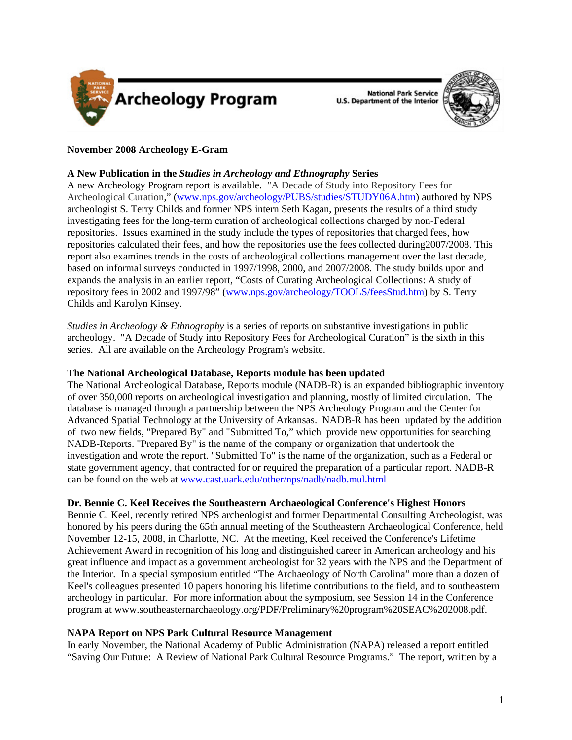# Archeology Program

National Park Service
U.S. Department of the Interior

**November 2008 Archeology E-Gram**

**A New Publication in the *Studies in Archeology and Ethnography* Series**

A new Archeology Program report is available. "A Decade of Study into Repository Fees for Archeological Curation," (www.nps.gov/archeology/PUBS/studies/STUDY06A.htm) authored by NPS archeologist S. Terry Childs and former NPS intern Seth Kagan, presents the results of a third study investigating fees for the long-term curation of archeological collections charged by non-Federal repositories. Issues examined in the study include the types of repositories that charged fees, how repositories calculated their fees, and how the repositories use the fees collected during2007/2008. This report also examines trends in the costs of archeological collections management over the last decade, based on informal surveys conducted in 1997/1998, 2000, and 2007/2008. The study builds upon and expands the analysis in an earlier report, "Costs of Curating Archeological Collections: A study of repository fees in 2002 and 1997/98" (www.nps.gov/archeology/TOOLS/feesStud.htm) by S. Terry Childs and Karolyn Kinsey.

*Studies in Archeology & Ethnography* is a series of reports on substantive investigations in public archeology. "A Decade of Study into Repository Fees for Archeological Curation" is the sixth in this series. All are available on the Archeology Program's website.

**The National Archeological Database, Reports module has been updated**

The National Archeological Database, Reports module (NADB-R) is an expanded bibliographic inventory of over 350,000 reports on archeological investigation and planning, mostly of limited circulation. The database is managed through a partnership between the NPS Archeology Program and the Center for Advanced Spatial Technology at the University of Arkansas. NADB-R has been updated by the addition of two new fields, "Prepared By" and "Submitted To," which provide new opportunities for searching NADB-Reports. "Prepared By" is the name of the company or organization that undertook the investigation and wrote the report. "Submitted To" is the name of the organization, such as a Federal or state government agency, that contracted for or required the preparation of a particular report. NADB-R can be found on the web at www.cast.uark.edu/other/nps/nadb/nadb.mul.html

**Dr. Bennie C. Keel Receives the Southeastern Archaeological Conference's Highest Honors**

Bennie C. Keel, recently retired NPS archeologist and former Departmental Consulting Archeologist, was honored by his peers during the 65th annual meeting of the Southeastern Archaeological Conference, held November 12-15, 2008, in Charlotte, NC. At the meeting, Keel received the Conference's Lifetime Achievement Award in recognition of his long and distinguished career in American archeology and his great influence and impact as a government archeologist for 32 years with the NPS and the Department of the Interior. In a special symposium entitled "The Archaeology of North Carolina" more than a dozen of Keel's colleagues presented 10 papers honoring his lifetime contributions to the field, and to southeastern archeology in particular. For more information about the symposium, see Session 14 in the Conference program at www.southeasternarchaeology.org/PDF/Preliminary%20program%20SEAC%202008.pdf.

**NAPA Report on NPS Park Cultural Resource Management**

In early November, the National Academy of Public Administration (NAPA) released a report entitled "Saving Our Future: A Review of National Park Cultural Resource Programs." The report, written by a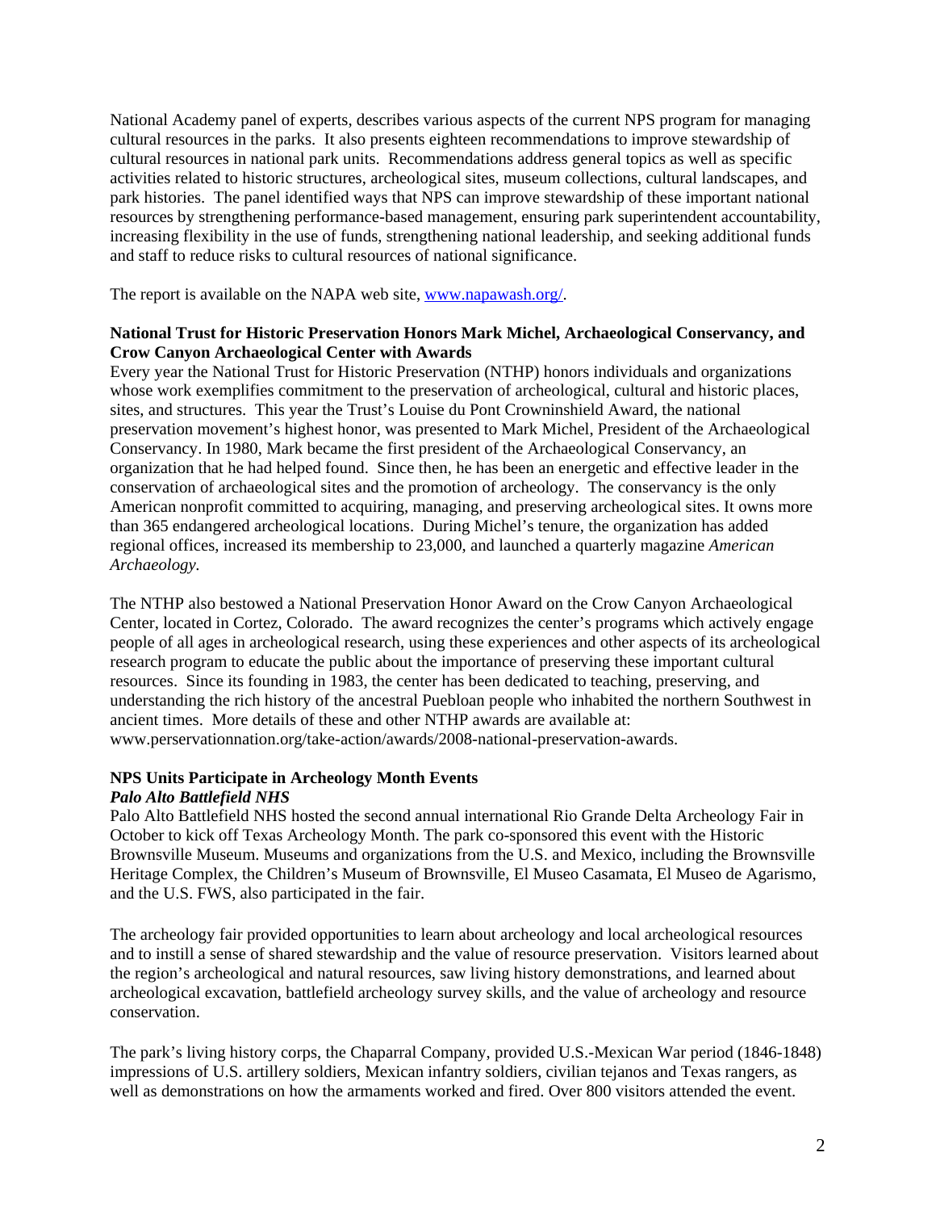National Academy panel of experts, describes various aspects of the current NPS program for managing cultural resources in the parks. It also presents eighteen recommendations to improve stewardship of cultural resources in national park units. Recommendations address general topics as well as specific activities related to historic structures, archeological sites, museum collections, cultural landscapes, and park histories. The panel identified ways that NPS can improve stewardship of these important national resources by strengthening performance-based management, ensuring park superintendent accountability, increasing flexibility in the use of funds, strengthening national leadership, and seeking additional funds and staff to reduce risks to cultural resources of national significance.

The report is available on the NAPA web site, [www.napawash.org/](www.napawash.org/).

**National Trust for Historic Preservation Honors Mark Michel, Archaeological Conservancy, and Crow Canyon Archaeological Center with Awards**

Every year the National Trust for Historic Preservation (NTHP) honors individuals and organizations whose work exemplifies commitment to the preservation of archeological, cultural and historic places, sites, and structures. This year the Trust's Louise du Pont Crowninshield Award, the national preservation movement's highest honor, was presented to Mark Michel, President of the Archaeological Conservancy. In 1980, Mark became the first president of the Archaeological Conservancy, an organization that he had helped found. Since then, he has been an energetic and effective leader in the conservation of archaeological sites and the promotion of archeology. The conservancy is the only American nonprofit committed to acquiring, managing, and preserving archeological sites. It owns more than 365 endangered archeological locations. During Michel's tenure, the organization has added regional offices, increased its membership to 23,000, and launched a quarterly magazine *American Archaeology.*

The NTHP also bestowed a National Preservation Honor Award on the Crow Canyon Archaeological Center, located in Cortez, Colorado. The award recognizes the center's programs which actively engage people of all ages in archeological research, using these experiences and other aspects of its archeological research program to educate the public about the importance of preserving these important cultural resources. Since its founding in 1983, the center has been dedicated to teaching, preserving, and understanding the rich history of the ancestral Puebloan people who inhabited the northern Southwest in ancient times. More details of these and other NTHP awards are available at: www.perservationnation.org/take-action/awards/2008-national-preservation-awards.

**NPS Units Participate in Archeology Month Events**

***Palo Alto Battlefield NHS***

Palo Alto Battlefield NHS hosted the second annual international Rio Grande Delta Archeology Fair in October to kick off Texas Archeology Month. The park co-sponsored this event with the Historic Brownsville Museum. Museums and organizations from the U.S. and Mexico, including the Brownsville Heritage Complex, the Children's Museum of Brownsville, El Museo Casamata, El Museo de Agarismo, and the U.S. FWS, also participated in the fair.

The archeology fair provided opportunities to learn about archeology and local archeological resources and to instill a sense of shared stewardship and the value of resource preservation. Visitors learned about the region's archeological and natural resources, saw living history demonstrations, and learned about archeological excavation, battlefield archeology survey skills, and the value of archeology and resource conservation.

The park's living history corps, the Chaparral Company, provided U.S.-Mexican War period (1846-1848) impressions of U.S. artillery soldiers, Mexican infantry soldiers, civilian tejanos and Texas rangers, as well as demonstrations on how the armaments worked and fired. Over 800 visitors attended the event.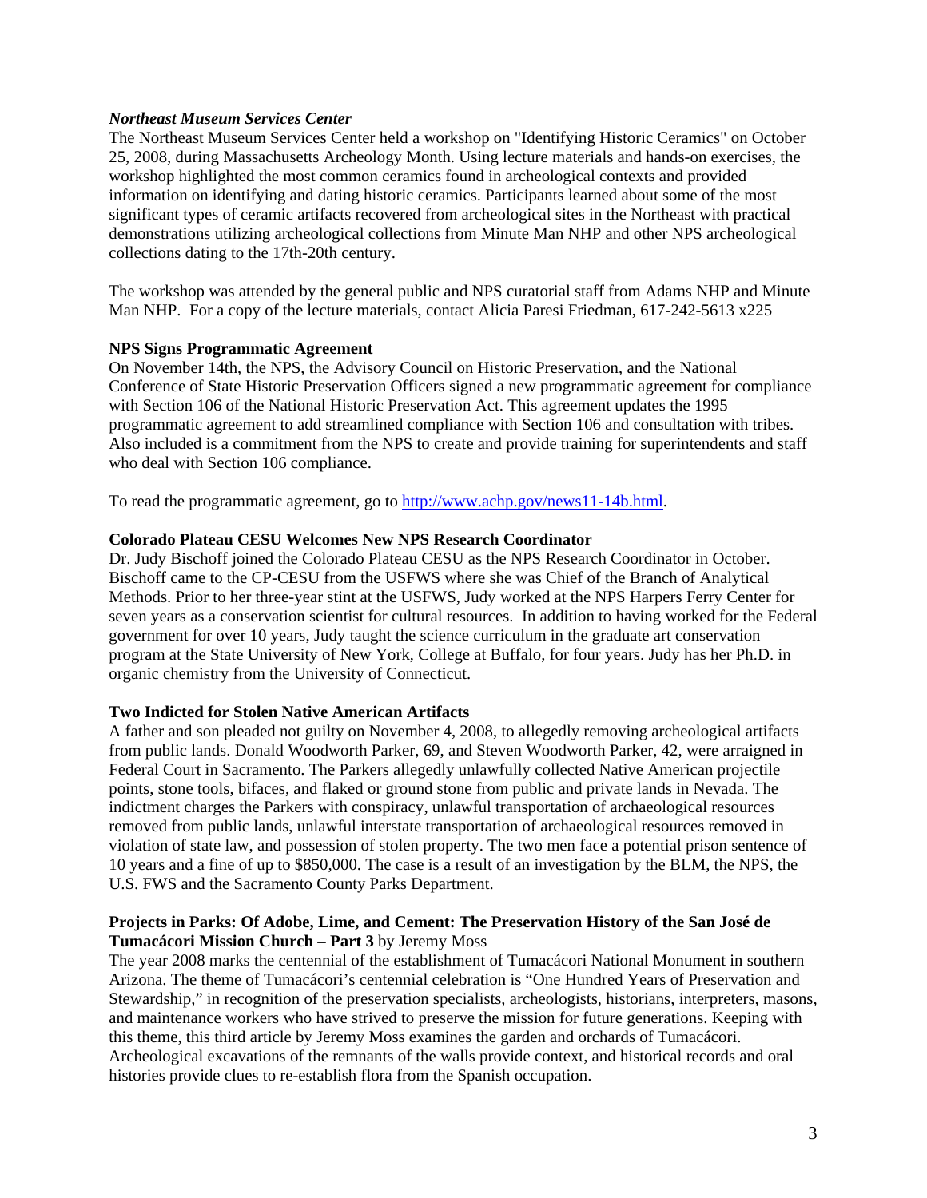***Northeast Museum Services Center***

The Northeast Museum Services Center held a workshop on "Identifying Historic Ceramics" on October 25, 2008, during Massachusetts Archeology Month. Using lecture materials and hands-on exercises, the workshop highlighted the most common ceramics found in archeological contexts and provided information on identifying and dating historic ceramics. Participants learned about some of the most significant types of ceramic artifacts recovered from archeological sites in the Northeast with practical demonstrations utilizing archeological collections from Minute Man NHP and other NPS archeological collections dating to the 17th-20th century.

The workshop was attended by the general public and NPS curatorial staff from Adams NHP and Minute Man NHP. For a copy of the lecture materials, contact Alicia Paresi Friedman, 617-242-5613 x225

**NPS Signs Programmatic Agreement**

On November 14th, the NPS, the Advisory Council on Historic Preservation, and the National Conference of State Historic Preservation Officers signed a new programmatic agreement for compliance with Section 106 of the National Historic Preservation Act. This agreement updates the 1995 programmatic agreement to add streamlined compliance with Section 106 and consultation with tribes. Also included is a commitment from the NPS to create and provide training for superintendents and staff who deal with Section 106 compliance.

To read the programmatic agreement, go to [http://www.achp.gov/news11-14b.html](http://www.achp.gov/news11-14b.html).

**Colorado Plateau CESU Welcomes New NPS Research Coordinator**

Dr. Judy Bischoff joined the Colorado Plateau CESU as the NPS Research Coordinator in October. Bischoff came to the CP-CESU from the USFWS where she was Chief of the Branch of Analytical Methods. Prior to her three-year stint at the USFWS, Judy worked at the NPS Harpers Ferry Center for seven years as a conservation scientist for cultural resources. In addition to having worked for the Federal government for over 10 years, Judy taught the science curriculum in the graduate art conservation program at the State University of New York, College at Buffalo, for four years. Judy has her Ph.D. in organic chemistry from the University of Connecticut.

**Two Indicted for Stolen Native American Artifacts**

A father and son pleaded not guilty on November 4, 2008, to allegedly removing archeological artifacts from public lands. Donald Woodworth Parker, 69, and Steven Woodworth Parker, 42, were arraigned in Federal Court in Sacramento. The Parkers allegedly unlawfully collected Native American projectile points, stone tools, bifaces, and flaked or ground stone from public and private lands in Nevada. The indictment charges the Parkers with conspiracy, unlawful transportation of archaeological resources removed from public lands, unlawful interstate transportation of archaeological resources removed in violation of state law, and possession of stolen property. The two men face a potential prison sentence of 10 years and a fine of up to $850,000. The case is a result of an investigation by the BLM, the NPS, the U.S. FWS and the Sacramento County Parks Department.

**Projects in Parks: Of Adobe, Lime, and Cement: The Preservation History of the San José de Tumacácori Mission Church – Part 3** by Jeremy Moss

The year 2008 marks the centennial of the establishment of Tumacácori National Monument in southern Arizona. The theme of Tumacácori's centennial celebration is "One Hundred Years of Preservation and Stewardship," in recognition of the preservation specialists, archeologists, historians, interpreters, masons, and maintenance workers who have strived to preserve the mission for future generations. Keeping with this theme, this third article by Jeremy Moss examines the garden and orchards of Tumacácori. Archeological excavations of the remnants of the walls provide context, and historical records and oral histories provide clues to re-establish flora from the Spanish occupation.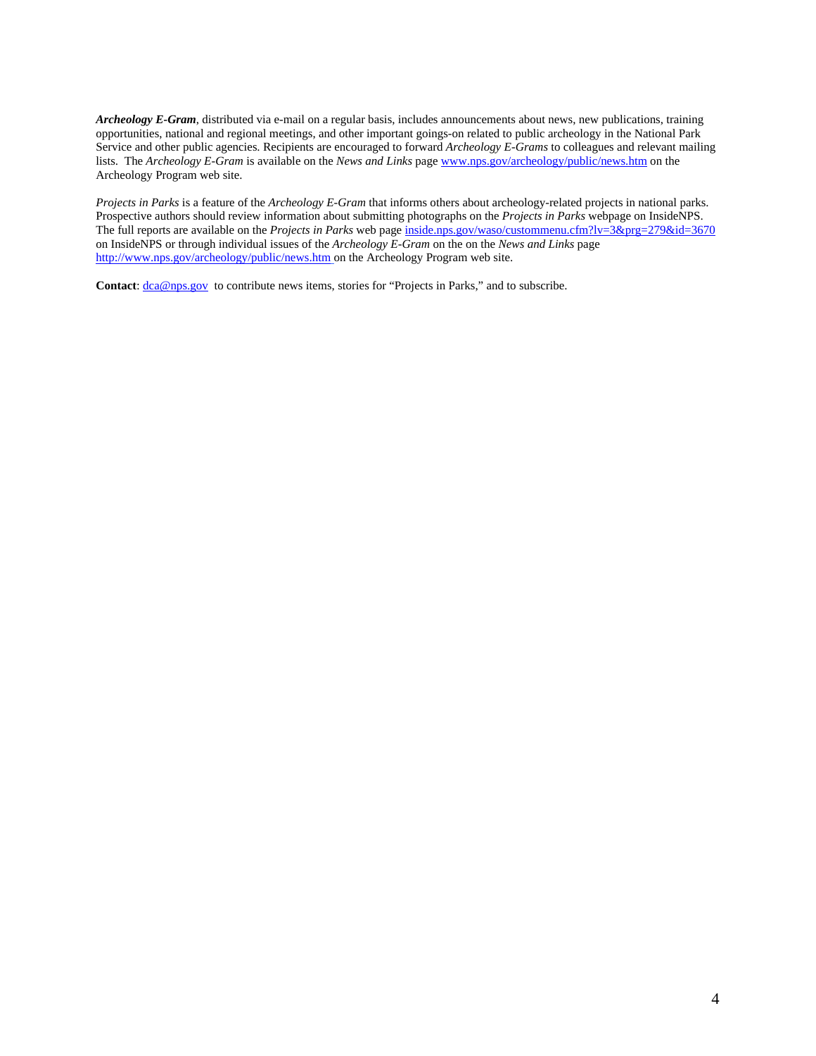***Archeology E-Gram***, distributed via e-mail on a regular basis, includes announcements about news, new publications, training opportunities, national and regional meetings, and other important goings-on related to public archeology in the National Park Service and other public agencies. Recipients are encouraged to forward *Archeology E-Grams* to colleagues and relevant mailing lists. The *Archeology E-Gram* is available on the *News and Links* page [www.nps.gov/archeology/public/news.htm](www.nps.gov/archeology/public/news.htm) on the Archeology Program web site.

*Projects in Parks* is a feature of the *Archeology E-Gram* that informs others about archeology-related projects in national parks. Prospective authors should review information about submitting photographs on the *Projects in Parks* webpage on InsideNPS. The full reports are available on the *Projects in Parks* web page [inside.nps.gov/waso/custommenu.cfm?lv=3&prg=279&id=3670](inside.nps.gov/waso/custommenu.cfm?lv=3&prg=279&id=3670) on InsideNPS or through individual issues of the *Archeology E-Gram* on the on the *News and Links* page [http://www.nps.gov/archeology/public/news.htm](http://www.nps.gov/archeology/public/news.htm) on the Archeology Program web site.

**Contact**: [dca@nps.gov](mailto:dca@nps.gov) to contribute news items, stories for "Projects in Parks," and to subscribe.